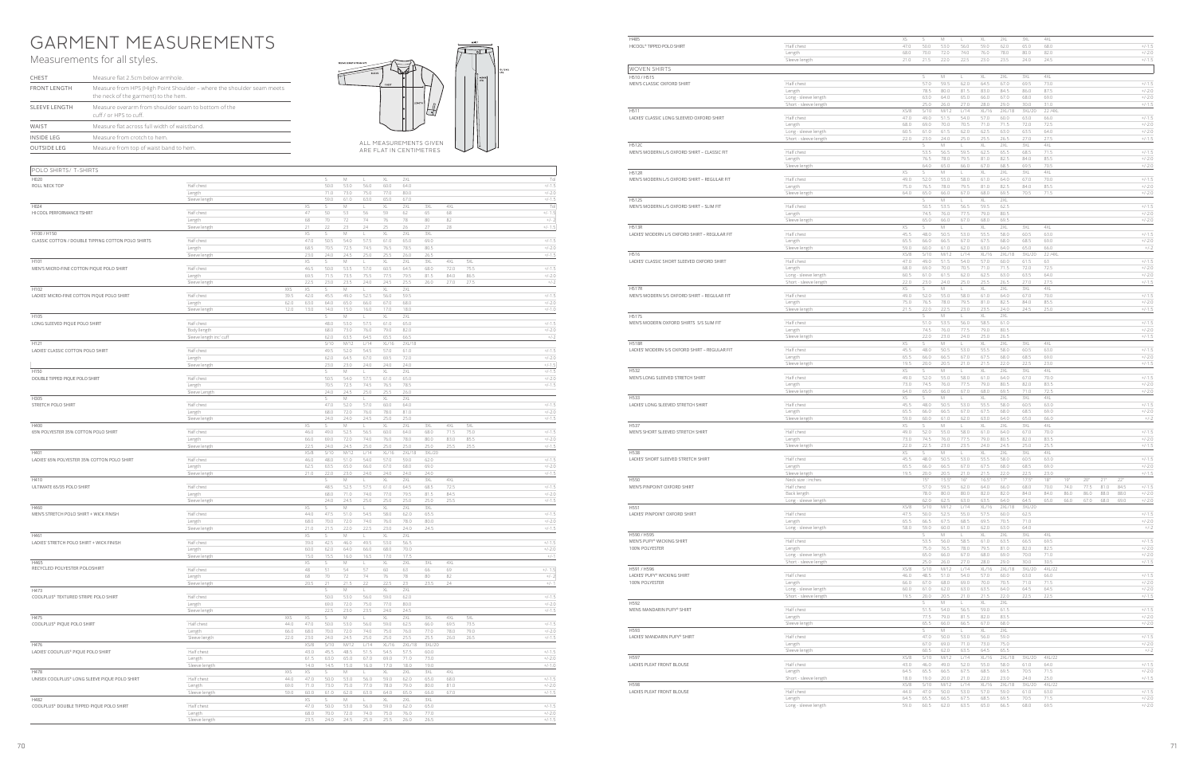# GARMENT MEASUREMENTS

## Measurements for all styles.

| | |
|---|---|
| CHEST | Measure flat 2.5cm below armhole. |
| FRONT LENGTH | Measure from HPS (High Point Shoulder – where the shoulder seam meets the neck of the garment) to the hem. |
| SLEEVE LENGTH | Measure overarm from shoulder seam to bottom of the cuff / or HPS to cuff. |
| WAIST | Measure flat across full width of waistband. |
| INSIDE LEG | Measure from crotch to hem. |
| OUTSIDE LEG | Measure from top of waist band to hem. |

ALL MEASUREMENTS GIVEN ARE FLAT IN CENTIMETRES

## POLO SHIRTS/ T-SHIRTS

| Style | Measurement | | | | | | | | | | | Tol |
|---|---|---|---|---|---|---|---|---|---|---|---|---|
| H020 | | S | M | L | XL | 2XL | | | | | | Tol |
| ROLL NECK TOP | Half chest | 50.0 | 53.0 | 56.0 | 60.0 | 64.0 | | | | | | +/-1.5 |
| | Length | 71.0 | 73.0 | 75.0 | 77.0 | 80.0 | | | | | | +/-2.0 |
| | Sleeve length | 59.0 | 61.0 | 63.0 | 65.0 | 67.0 | | | | | | +/-1.5 |
| H024 | | XS | S | M | L | XL | 2XL | 3XL | 4XL | | | Tol |
| HI COOL PERFORMANCE TSHIRT | Half chest | 47 | 50 | 53 | 56 | 59 | 62 | 65 | 68 | | | +/- 1.5 |
| | Length | 68 | 70 | 72 | 74 | 76 | 78 | 80 | 82 | | | +/- 2 |
| | Sleeve length | 21 | 22 | 23 | 24 | 25 | 26 | 27 | 28 | | | +/- 1.5 |
| H100 / H150 | | XS | S | M | L | XL | 2XL | 3XL | | | | |
| CLASSIC COTTON / DOUBLE TIPPING COTTON POLO SHIRTS | Half chest | 47.0 | 50.5 | 54.0 | 57.5 | 61.0 | 65.0 | 69.0 | | | | +/-1.5 |
| | Length | 68.5 | 70.5 | 72.5 | 74.5 | 76.5 | 78.5 | 80.5 | | | | +/-2.0 |
| | Sleeve length | 23.0 | 24.0 | 24.5 | 25.0 | 25.5 | 26.0 | 26.5 | | | | +/-1.5 |
| H101 | | XS | S | M | L | XL | 2XL | 3XL | 4XL | 5XL | | |
| MEN'S MICRO-FINE COTTON PIQUE POLO SHIRT | Half chest | 46.5 | 50.0 | 53.5 | 57.0 | 60.5 | 64.5 | 68.0 | 72.0 | 75.5 | | +/-1.5 |
| | Length | 69.5 | 71.5 | 73.5 | 75.5 | 77.5 | 79.5 | 81.5 | 84.0 | 86.5 | | +/-2.0 |
| | Sleeve length | 22.5 | 23.0 | 23.5 | 24.0 | 24.5 | 25.5 | 26.0 | 27.0 | 27.5 | | +/-2 |
| H102 | | XXS | XS | S | M | L | XL | 2XL | | | | |
| LADIES' MICRO-FINE COTTON PIQUE POLO SHIRT | Half chest | 39.5 | 42.0 | 45.5 | 49.0 | 52.5 | 56.0 | 59.5 | | | | +/-1.5 |
| | Length | 62.0 | 63.0 | 64.0 | 65.0 | 66.0 | 67.0 | 68.0 | | | | +/-2.0 |
| | Sleeve length | 12.0 | 13.0 | 14.0 | 15.0 | 16.0 | 17.0 | 18.0 | | | | +/-1.0 |
| H105 | | S | M | L | XL | 2XL | | | | | | |
| LONG SLEEVED PIQUE POLO SHIRT | Half chest | 48.0 | 53.0 | 57.5 | 61.0 | 65.0 | | | | | | +/-1.5 |
| | Body length | 68.0 | 73.0 | 76.0 | 79.0 | 82.0 | | | | | | +/-2.0 |
| | Sleeve length inc' cuff | 62.0 | 63.5 | 64.5 | 65.5 | 66.5 | | | | | | +/-2 |
| H121 | | S/10 | M/12 | L/14 | XL/16 | 2XL/18 | | | | | | |
| LADIES' CLASSIC COTTON POLO SHIRT | Half chest | 49.5 | 52.0 | 54.5 | 57.0 | 61.0 | | | | | | +/-1.5 |
| | Length | 62.0 | 64.5 | 67.0 | 69.5 | 72.0 | | | | | | +/-2.0 |
| | Sleeve length | 23.0 | 23.0 | 24.0 | 24.0 | 24.0 | | | | | | +/-1.5 |
| H150 | | S | M | L | XL | 2XL | | | | | | +/-1.5 |
| DOUBLE TIPPED PIQUE POLO SHIRT | Half chest | 50.5 | 54.0 | 57.5 | 61.0 | 65.0 | | | | | | +/-1.5 |
| | Length | 70.5 | 72.5 | 74.5 | 76.5 | 78.5 | | | | | | +/-1.5 |
| | Sleeve Length | 24.0 | 24.5 | 25.0 | 25.5 | 26.0 | | | | | | |
| H305 | | S | M | L | XL | 2XL | | | | | | |
| STRETCH POLO SHIRT | Half chest | 47.0 | 52.0 | 57.0 | 60.0 | 64.0 | | | | | | +/-1.5 |
| | Length | 68.0 | 72.0 | 76.0 | 78.0 | 81.0 | | | | | | +/-2.0 |
| | Sleeve length | 24.0 | 24.0 | 24.5 | 25.0 | 25.0 | | | | | | +/-1.5 |
| H400 | | XS | S | M | L | XL | 2XL | 3XL | 4XL | 5XL | | |
| 65% POLYESTER 35% COTTON POLO SHIRT | Half chest | 46.0 | 49.0 | 52.5 | 56.5 | 60.0 | 64.0 | 68.0 | 71.5 | 75.0 | | +/-1.5 |
| | Length | 66.0 | 69.0 | 72.0 | 74.0 | 76.0 | 78.0 | 80.0 | 83.0 | 85.5 | | +/-2.0 |
| | Sleeve length | 22.5 | 24.0 | 24.5 | 25.0 | 25.0 | 25.0 | 25.5 | 25.5 | 25.5 | | +/-1.5 |
| H401 | | XS/8 | S/10 | M/12 | L/14 | XL/16 | 2XL/18 | 3XL/20 | | | | |
| LADIES' 65% POLYESTER 35% COTTON POLO SHIRT | Half chest | 46.0 | 48.0 | 51.0 | 54.0 | 57.0 | 59.0 | 62.0 | | | | +/-1.5 |
| | Length | 62.5 | 63.5 | 65.5 | 66.0 | 67.0 | 68.0 | 69.0 | | | | +/-2.0 |
| | Sleeve length | 21.0 | 22.0 | 23.0 | 24.0 | 24.0 | 24.0 | 24.0 | | | | +/-1.5 |
| H410 | | S | M | L | XL | 2XL | 3XL | 4XL | | | | |
| ULTIMATE 65/35 POLO SHIRT | Half chest | 48.5 | 52.5 | 57.5 | 61.0 | 64.5 | 68.5 | 72.5 | | | | +/-1.5 |
| | Length | 68.0 | 71.0 | 74.0 | 77.0 | 79.5 | 81.5 | 84.5 | | | | +/-2.0 |
| | Sleeve length | 24.0 | 24.5 | 25.0 | 25.0 | 25.0 | 25.0 | 25.5 | | | | +/-1.5 |
| H460 | | XS | S | M | L | XL | 2XL | 3XL | | | | |
| MEN'S STRETCH POLO SHIRT + WICK FINISH | Half chest | 44.0 | 47.5 | 51.0 | 54.5 | 58.0 | 62.0 | 65.5 | | | | +/-1.5 |
| | Length | 68.0 | 70.0 | 72.0 | 74.0 | 76.0 | 78.0 | 80.0 | | | | +/-2.0 |
| | Sleeve length | 21.0 | 21.5 | 22.0 | 22.5 | 23.0 | 24.0 | 24.5 | | | | +/-1.5 |
| H461 | | XS | S | M | L | XL | 2XL | | | | | |
| LADIES' STRETCH POLO SHIRT + WICK FINISH | Half chest | 39.0 | 42.5 | 46.0 | 49.5 | 53.0 | 56.5 | | | | | +/-1.5 |
| | Length | 60.0 | 62.0 | 64.0 | 66.0 | 68.0 | 70.0 | | | | | +/-2.0 |
| | Sleeve length | 15.0 | 15.5 | 16.0 | 16.5 | 17.0 | 17.5 | | | | | +/-1 |
| H465 | | XS | S | M | L | XL | 2XL | 3XL | 4XL | | | |
| RECYCLED POLYESTER POLOSHIRT | Half chest | 48 | 51 | 54 | 57 | 60 | 63 | 66 | 69 | | | +/- 1.5 |
| | Length | 68 | 70 | 72 | 74 | 76 | 78 | 80 | 82 | | | +/- 2 |
| | Sleeve length | 20.5 | 21 | 21.5 | 22 | 22.5 | 23 | 23.5 | 24 | | | +/- 1 |
| H473 | | S | M | L | XL | 2XL | | | | | | |
| COOLPLUS® TEXTURED STRIPE POLO SHIRT | Half chest | 50.0 | 53.0 | 56.0 | 59.0 | 62.0 | | | | | | +/-1.5 |
| | Length | 69.0 | 72.0 | 75.0 | 77.0 | 80.0 | | | | | | +/-2.0 |
| | Sleeve length | 22.5 | 23.0 | 23.5 | 24.0 | 24.5 | | | | | | +/-1.5 |
| H475 | | XXS | XS | S | M | L | XL | 2XL | 3XL | 4XL | 5XL | |
| COOLPLUS® PIQUE POLO SHIRT | Half chest | 44.0 | 47.0 | 50.0 | 53.0 | 56.0 | 59.0 | 62.5 | 66.0 | 69.5 | 73.5 | +/-1.5 |
| | Length | 66.0 | 68.0 | 70.0 | 72.0 | 74.0 | 76.0 | 76.0 | 77.0 | 78.0 | 79.0 | +/-2.0 |
| | Sleeve length | 22.0 | 23.0 | 24.0 | 24.5 | 25.0 | 25.0 | 25.5 | 25.5 | 26.0 | 26.5 | +/-1.5 |
| H476 | | XS/8 | S/10 | M/12 | L/14 | XL/16 | 2XL/18 | 3XL/20 | | | | |
| LADIES' COOLPLUS® PIQUE POLO SHIRT | Half chest | 43.0 | 45.5 | 48.5 | 51.5 | 54.5 | 57.5 | 60.0 | | | | +/-1.5 |
| | Length | 61.5 | 63.0 | 65.0 | 67.0 | 69.0 | 71.0 | 73.0 | | | | +/-2.0 |
| | Sleeve length | 14.0 | 14.5 | 15.0 | 16.0 | 17.0 | 18.0 | 19.0 | | | | +/-1.0 |
| H478 | | XXS | XS | S | M | L | XL | 2XL | 3XL | 4XL | | |
| UNISEX COOLPLUS® LONG SLEEVE PIQUE POLO SHIRT | Half chest | 44.0 | 47.0 | 50.0 | 53.0 | 56.0 | 59.0 | 62.0 | 65.0 | 68.0 | | +/-1.5 |
| | Length | 69.0 | 71.0 | 73.0 | 75.0 | 77.0 | 78.0 | 79.0 | 80.0 | 81.0 | | +/-2.0 |
| | Sleeve length | 59.0 | 60.0 | 61.0 | 62.0 | 63.0 | 64.0 | 65.0 | 66.0 | 67.0 | | +/-1.5 |
| H482 | | XS | S | M | L | XL | 2XL | 3XL | | | | |
| COOLPLUS® DOUBLE TIPPED PIQUE POLO SHIRT | Half chest | 47.0 | 50.0 | 53.0 | 56.0 | 59.0 | 62.0 | 65.0 | | | | +/-1.5 |
| | Length | 68.0 | 70.0 | 72.0 | 74.0 | 75.0 | 76.0 | 77.0 | | | | +/-2.0 |
| | Sleeve length | 23.5 | 24.0 | 24.5 | 25.0 | 25.5 | 26.0 | 26.5 | | | | +/-1.5 |
| H485 | | XS | S | M | L | XL | 2XL | 3XL | 4XL | | | |
| HICOOL® TIPPED POLO SHIRT | Half chest | 47.0 | 50.0 | 53.0 | 56.0 | 59.0 | 62.0 | 65.0 | 68.0 | | | +/-1.5 |
| | Length | 68.0 | 70.0 | 72.0 | 74.0 | 76.0 | 78.0 | 80.0 | 82.0 | | | +/-2.0 |
| | Sleeve length | 21.0 | 21.5 | 22.0 | 22.5 | 23.0 | 23.5 | 24.0 | 24.5 | | | +/-1.5 |

## WOVEN SHIRTS

| Style | Measurement | | | | | | | | | | | | Tol |
|---|---|---|---|---|---|---|---|---|---|---|---|---|---|
| H510 / H515 | | S | M | L | XL | 2XL | 3XL | 4XL | | | | | |
| MEN'S CLASSIC OXFORD SHIRT | Half chest | 57.0 | 59.5 | 62.0 | 64.5 | 67.0 | 69.5 | 73.0 | | | | | +/-1.5 |
| | Length | 78.5 | 80.0 | 81.5 | 83.0 | 84.5 | 86.0 | 87.5 | | | | | +/-2.0 |
| | Long - sleeve length | 63.0 | 64.0 | 65.0 | 66.0 | 67.0 | 68.0 | 69.0 | | | | | +/-2.0 |
| | Short - sleeve length | 25.0 | 26.0 | 27.0 | 28.0 | 29.0 | 30.0 | 31.0 | | | | | +/-1.5 |
| H511 | | XS/8 | S/10 | M/12 | L/14 | XL/16 | 2XL/18 | 3XL/20 | 22/4XL | | | | |
| LADIES' CLASSIC LONG SLEEVED OXFORD SHIRT | Half chest | 47.0 | 49.0 | 51.5 | 54.0 | 57.0 | 60.0 | 63.0 | 66.0 | | | | +/-1.5 |
| | Length | 68.0 | 69.0 | 70.0 | 70.5 | 71.0 | 71.5 | 72.0 | 72.5 | | | | +/-2.0 |
| | Long - sleeve length | 60.5 | 61.0 | 61.5 | 62.0 | 62.5 | 63.0 | 63.5 | 64.0 | | | | +/-2.0 |
| | Short - sleeve length | 22.0 | 23.0 | 24.0 | 25.0 | 25.5 | 26.5 | 27.0 | 27.5 | | | | +/-1.5 |
| H512C | | S | M | L | XL | 2XL | 3XL | 4XL | | | | | |
| MEN'S MODERN L/S OXFORD SHIRT – CLASSIC FIT | Half chest | 53.5 | 56.5 | 59.5 | 62.5 | 65.5 | 68.5 | 71.5 | | | | | +/-1.5 |
| | Length | 76.5 | 78.0 | 79.5 | 81.0 | 82.5 | 84.0 | 85.5 | | | | | +/-2.0 |
| | Sleeve length | 64.0 | 65.0 | 66.0 | 67.0 | 68.5 | 69.5 | 70.5 | | | | | +/-2.0 |
| H512R | | XS | S | M | L | XL | 2XL | 3XL | 4XL | | | | |
| MEN'S MODERN L/S OXFORD SHIRT – REGULAR FIT | Half chest | 49.0 | 52.0 | 55.0 | 58.0 | 61.0 | 64.0 | 67.0 | 70.0 | | | | +/-1.5 |
| | Length | 75.0 | 76.5 | 78.0 | 79.5 | 81.0 | 82.5 | 84.0 | 85.5 | | | | +/-2.0 |
| | Sleeve length | 64.0 | 65.0 | 66.0 | 67.0 | 68.0 | 69.5 | 70.5 | 71.5 | | | | +/-2.0 |
| H512S | | S | M | L | XL | 2XL | | | | | | | |
| MEN'S MODERN L/S OXFORD SHIRT – SLIM FIT | Half chest | 50.5 | 53.5 | 56.5 | 59.5 | 62.5 | | | | | | | +/-1.5 |
| | Length | 74.5 | 76.0 | 77.5 | 79.0 | 80.5 | | | | | | | +/-2.0 |
| | Sleeve length | 65.0 | 66.0 | 67.0 | 68.0 | 69.5 | | | | | | | +/-2.0 |
| H513R | | XS | S | M | L | XL | 2XL | 3XL | 4XL | | | | |
| LADIES' MODERN L/S OXFORD SHIRT – REGULAR FIT | Half chest | 45.5 | 48.0 | 50.5 | 53.0 | 55.5 | 58.0 | 60.5 | 63.0 | | | | +/-1.5 |
| | Length | 65.5 | 66.0 | 66.5 | 67.0 | 67.5 | 68.0 | 68.5 | 69.0 | | | | +/-2.0 |
| | Sleeve length | 59.0 | 60.0 | 61.0 | 62.0 | 63.0 | 64.0 | 65.0 | 66.0 | | | | +/-2 |
| H516 | | XS/8 | S/10 | M/12 | L/14 | XL/16 | 2XL/18 | 3XL/20 | 22/4XL | | | | |
| LADIES' CLASSIC SHORT SLEEVED OXFORD SHIRT | Half chest | 47.0 | 49.0 | 51.5 | 54.0 | 57.0 | 60.0 | 61.5 | 63 | | | | +/-1.5 |
| | Length | 68.0 | 69.0 | 70.0 | 70.5 | 71.0 | 71.5 | 72.0 | 72.5 | | | | +/-2.0 |
| | Long - sleeve length | 60.5 | 61.0 | 61.5 | 62.0 | 62.5 | 63.0 | 63.5 | 64.0 | | | | +/-2.0 |
| | Short - sleeve length | 22.0 | 23.0 | 24.0 | 25.0 | 25.5 | 26.5 | 27.0 | 27.5 | | | | +/-1.5 |
| H517R | | XS | S | M | L | XL | 2XL | 3XL | 4XL | | | | |
| MEN'S MODERN S/S OXFORD SHIRT – REGULAR FIT | Half chest | 49.0 | 52.0 | 55.0 | 58.0 | 61.0 | 64.0 | 67.0 | 70.0 | | | | +/-1.5 |
| | Length | 75.0 | 76.5 | 78.0 | 79.5 | 81.0 | 82.5 | 84.0 | 85.5 | | | | +/-2.0 |
| | Sleeve length | 21.5 | 22.0 | 22.5 | 23.0 | 23.5 | 24.0 | 24.5 | 25.0 | | | | +/-1.5 |
| H517S | | S | M | L | XL | 2XL | | | | | | | |
| MEN'S MODERN OXFORD SHIRTS S/S SLIM FIT | Half chest | 51.0 | 53.5 | 56.0 | 58.5 | 61.0 | | | | | | | +/-1.5 |
| | Length | 74.5 | 76.0 | 77.5 | 79.0 | 80.5 | | | | | | | +/-2.0 |
| | Sleeve length | 22.0 | 23.0 | 24.0 | 25.0 | 26.5 | | | | | | | +/-1.5 |
| H518R | | XS | S | M | L | XL | 2XL | 3XL | 4XL | | | | |
| LADIES' MODERN S/S OXFORD SHIRT – REGULAR FIT | Half chest | 45.5 | 48.0 | 50.5 | 53.0 | 55.5 | 58.0 | 60.5 | 63.0 | | | | +/-1.5 |
| | Length | 65.5 | 66.0 | 66.5 | 67.0 | 67.5 | 68.0 | 68.5 | 69.0 | | | | +/-2.0 |
| | Sleeve length | 19.5 | 20.0 | 20.5 | 21.0 | 21.5 | 22.0 | 22.5 | 23.0 | | | | +/-1.5 |
| H532 | | XS | S | M | L | XL | 2XL | 3XL | 4XL | | | | |
| MEN'S LONG SLEEVED STRETCH SHIRT | Half chest | 49.0 | 52.0 | 55.0 | 58.0 | 61.0 | 64.0 | 67.0 | 70.0 | | | | +/-1.5 |
| | Length | 73.0 | 74.5 | 76.0 | 77.5 | 79.0 | 80.5 | 82.0 | 83.5 | | | | +/-2.0 |
| | Sleeve length | 64.0 | 65.0 | 66.0 | 67.0 | 68.0 | 69.5 | 71.0 | 72.5 | | | | +/-2.0 |
| H533 | | XS | S | M | L | XL | 2XL | 3XL | 4XL | | | | |
| LADIES' LONG SLEEVED STRETCH SHIRT | Half chest | 45.5 | 48.0 | 50.5 | 53.0 | 55.5 | 58.0 | 60.5 | 63.0 | | | | +/-1.5 |
| | Length | 65.5 | 66.0 | 66.5 | 67.0 | 67.5 | 68.0 | 68.5 | 69.0 | | | | +/-2.0 |
| | Sleeve length | 59.0 | 60.0 | 61.0 | 62.0 | 63.0 | 64.0 | 65.0 | 66.0 | | | | +/-2 |
| H537 | | XS | S | M | L | XL | 2XL | 3XL | 4XL | | | | |
| MEN'S SHORT SLEEVED STRETCH SHIRT | Half chest | 49.0 | 52.0 | 55.0 | 58.0 | 61.0 | 64.0 | 67.0 | 70.0 | | | | +/-1.5 |
| | Length | 73.0 | 74.5 | 76.0 | 77.5 | 79.0 | 80.5 | 82.0 | 83.5 | | | | +/-2.0 |
| | Sleeve length | 22.0 | 22.5 | 23.0 | 23.5 | 24.0 | 24.5 | 25.0 | 25.5 | | | | +/-1.5 |
| H538 | | XS | S | M | L | XL | 2XL | 3XL | 4XL | | | | |
| LADIES' SHORT SLEEVED STRETCH SHIRT | Half chest | 45.5 | 48.0 | 50.5 | 53.0 | 55.5 | 58.0 | 60.5 | 63.0 | | | | +/-1.5 |
| | Length | 65.5 | 66.0 | 66.5 | 67.0 | 67.5 | 68.0 | 68.5 | 69.0 | | | | +/-2.0 |
| | Sleeve length | 19.5 | 20.0 | 20.5 | 21.0 | 21.5 | 22.0 | 22.5 | 23.0 | | | | +/-1.5 |
| H550 | Neck size : inches | 15" | 15.5" | 16" | 16.5" | 17" | 17.5" | 18" | 19" | 20" | 21" | 22" | |
| MEN'S PINPOINT OXFORD SHIRT | Half chest | 57.0 | 59.5 | 62.0 | 64.0 | 66.0 | 68.0 | 70.0 | 74.0 | 77.5 | 81.0 | 84.5 | +/-1.5 |
| | Back length | 78.0 | 80.0 | 80.0 | 82.0 | 82.0 | 84.0 | 84.0 | 86.0 | 86.0 | 88.0 | 88.0 | +/-2.0 |
| | Long - sleeve length | 62.0 | 62.5 | 63.0 | 63.5 | 64.0 | 64.5 | 65.0 | 66.0 | 67.0 | 68.0 | 69.0 | +/-2.0 |
| H551 | | XS/8 | S/10 | M/12 | L/14 | XL/16 | 2XL/18 | 3XL/20 | | | | | |
| LADIES' PINPOINT OXFORD SHIRT | Half chest | 47.5 | 50.0 | 52.5 | 55.0 | 57.5 | 60.0 | 62.5 | | | | | +/-1.5 |
| | Length | 65.5 | 66.5 | 67.5 | 68.5 | 69.5 | 70.5 | 71.0 | | | | | +/-2.0 |
| | Long - sleeve length | 58.0 | 59.0 | 60.0 | 61.0 | 62.0 | 63.0 | 64.0 | | | | | +/-2 |
| H590 / H595 | | S | M | L | XL | 2XL | 3XL | 4XL | | | | | |
| MEN'S PUFFY® WICKING SHIRT 100% POLYESTER | Half chest | 53.5 | 56.0 | 58.5 | 61.0 | 63.5 | 66.5 | 69.5 | | | | | +/-1.5 |
| | Length | 75.0 | 76.5 | 78.0 | 79.5 | 81.0 | 82.0 | 82.5 | | | | | +/-2.0 |
| | Long - sleeve length | 65.0 | 66.0 | 67.0 | 68.0 | 69.0 | 70.0 | 71.0 | | | | | +/-2.0 |
| | Short - sleeve length | 25.0 | 26.0 | 27.0 | 28.0 | 29.0 | 30.0 | 30.5 | | | | | +/-1.5 |
| H591 / H596 | | XS/8 | S/10 | M/12 | L/14 | XL/16 | 2XL/18 | 3XL/20 | 4XL/22 | | | | |
| LADIES' PUFFY® WICKING SHIRT 100% POLYESTER | Half chest | 46.0 | 48.5 | 51.0 | 54.0 | 57.0 | 60.0 | 63.0 | 66.0 | | | | +/-1.5 |
| | Length | 66.0 | 67.0 | 68.0 | 69.0 | 70.0 | 70.5 | 71.0 | 71.5 | | | | +/-2.0 |
| | Long - sleeve length | 60.0 | 61.0 | 62.0 | 63.0 | 63.5 | 64.0 | 64.5 | 64.5 | | | | +/-2.0 |
| | Short - sleeve length | 19.5 | 20.0 | 20.5 | 21.0 | 21.5 | 22.0 | 22.5 | 22.5 | | | | +/-1.5 |
| H592 | | S | M | L | XL | 2XL | | | | | | | |
| MENS MANDARIN PUFFY® SHIRT | Half chest | 51.5 | 54.0 | 56.5 | 59.0 | 61.5 | | | | | | | +/-1.5 |
| | Length | 77.5 | 79.0 | 81.5 | 82.0 | 83.5 | | | | | | | +/-2.0 |
| | Sleeve length | 65.5 | 66.0 | 66.5 | 67.0 | 68.0 | | | | | | | +/-2.0 |
| H593 | | S | M | L | XL | 2XL | | | | | | | |
| LADIES' MANDARIN PUFFY® SHIRT | Half chest | 47.0 | 50.0 | 53.0 | 56.0 | 59.0 | | | | | | | +/-1.5 |
| | Length | 67.0 | 69.0 | 71.0 | 73.0 | 75.0 | | | | | | | +/-2.0 |
| | Sleeve length | 60.5 | 62.0 | 63.5 | 64.5 | 65.5 | | | | | | | +/-2 |
| H597 | | XS/8 | S/10 | M/12 | L/14 | XL/16 | 2XL/18 | 3XL/20 | 4XL/22 | | | | |
| LADIES PLEAT FRONT BLOUSE | Half chest | 43.0 | 46.0 | 49.0 | 52.0 | 55.0 | 58.0 | 61.0 | 64.0 | | | | +/-1.5 |
| | Length | 64.5 | 65.5 | 66.5 | 67.5 | 68.5 | 69.5 | 70.5 | 71.5 | | | | +/-2.0 |
| | Short - sleeve length | 18.0 | 19.0 | 20.0 | 21.0 | 22.0 | 23.0 | 24.0 | 25.0 | | | | +/-1.5 |
| H598 | | XS/8 | S/10 | M/12 | L/14 | XL/16 | 2XL/18 | 3XL/20 | 4XL/22 | | | | |
| LADIES PLEAT FRONT BLOUSE | Half chest | 44.0 | 47.0 | 50.0 | 53.0 | 57.0 | 59.0 | 61.0 | 63.0 | | | | +/-1.5 |
| | Length | 64.5 | 65.5 | 66.5 | 67.5 | 68.5 | 69.5 | 70.5 | 71.5 | | | | +/-2.0 |
| | Long - sleeve length | 59.0 | 60.5 | 62.0 | 63.5 | 65.0 | 66.5 | 68.0 | 69.5 | | | | +/-2.0 |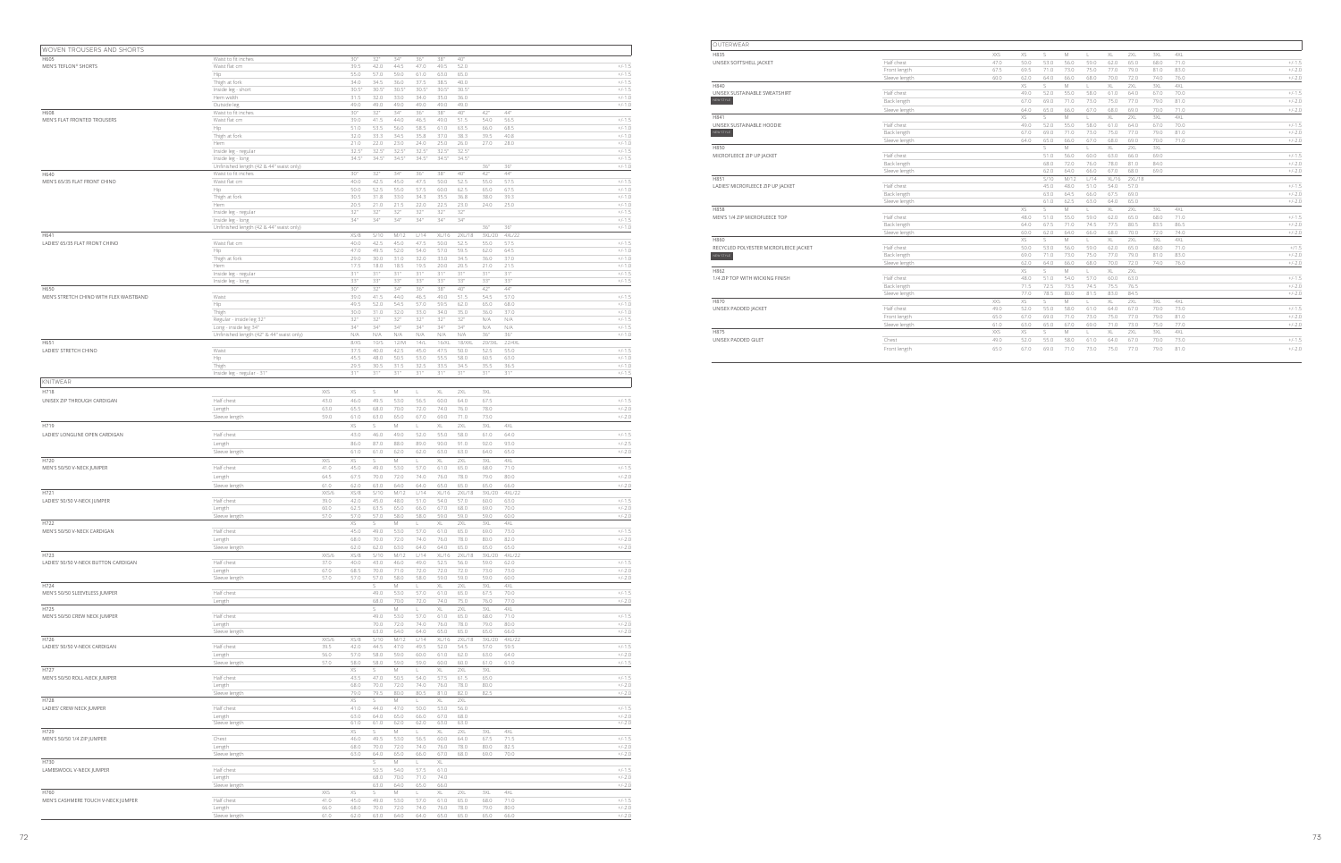## WOVEN TROUSERS AND SHORTS

| | | | | | | | | | | |
|---|---|---|---|---|---|---|---|---|---|---|
| **H605** | Waist to fit inches | 30" | 32" | 34" | 36" | 38" | 40" | | | |
| MEN'S TEFLON® SHORTS | Waist flat cm | 39.5 | 42.0 | 44.5 | 47.0 | 49.5 | 52.0 | | | +/-1.5 |
| | Hip | 55.0 | 57.0 | 59.0 | 61.0 | 63.0 | 65.0 | | | +/-1.5 |
| | Thigh at fork | 34.0 | 34.5 | 36.0 | 37.5 | 38.5 | 40.0 | | | +/-1.5 |
| | Inside leg - short | 30.5" | 30.5" | 30.5" | 30.5" | 30.5" | 30.5" | | | +/-1.5 |
| | Hem width | 31.5 | 32.0 | 33.0 | 34.0 | 35.0 | 36.0 | | | +/-1.0 |
| | Outside leg | 49.0 | 49.0 | 49.0 | 49.0 | 49.0 | 49.0 | | | +/-1.0 |
| **H608** | Waist to fit inches | 30" | 32" | 34" | 36" | 38" | 40" | 42" | 44" | |
| MEN'S FLAT FRONTED TROUSERS | Waist flat cm | 39.0 | 41.5 | 44.0 | 46.5 | 49.0 | 51.5 | 54.0 | 56.5 | +/-1.5 |
| | Hip | 51.0 | 53.5 | 56.0 | 58.5 | 61.0 | 63.5 | 66.0 | 68.5 | +/-1.0 |
| | Thigh at fork | 32.0 | 33.3 | 34.5 | 35.8 | 37.0 | 38.3 | 39.5 | 40.8 | +/-1.5 |
| | Hem | 21.0 | 22.0 | 23.0 | 24.0 | 25.0 | 26.0 | 27.0 | 28.0 | +/-1.0 |
| | Inside leg - regular | 32.5" | 32.5" | 32.5" | 32.5" | 32.5" | 32.5" | | | +/-1.5 |
| | Inside leg - long | 34.5" | 34.5" | 34.5" | 34.5" | 34.5" | 34.5" | | | +/-1.5 |
| | Unfinished length (42 & 44" waist only) | | | | | | | 36" | 36" | +/-1.0 |
| **H640** | Waist to fit inches | 30" | 32" | 34" | 36" | 38" | 40" | 42" | 44" | |
| MEN'S 65/35 FLAT FRONT CHINO | Waist flat cm | 40.0 | 42.5 | 45.0 | 47.5 | 50.0 | 52.5 | 55.0 | 57.5 | +/-1.5 |
| | Hip | 50.0 | 52.5 | 55.0 | 57.5 | 60.0 | 62.5 | 65.0 | 67.5 | +/-1.5 |
| | Thigh at fork | 30.5 | 31.8 | 33.0 | 34.3 | 35.5 | 36.8 | 38.0 | 39.3 | +/-1.0 |
| | Hem | 20.5 | 21.0 | 21.5 | 22.0 | 22.5 | 23.0 | 24.0 | 25.0 | +/-1.0 |
| | Inside leg - regular | 32" | 32" | 32" | 32" | 32" | 32" | | | +/-1.5 |
| | Inside leg - long | 34" | 34" | 34" | 34" | 34" | 34" | | | +/-1.5 |
| | Unfinished length (42 & 44" waist only) | | | | | | | 36" | 36" | +/-1.0 |
| **H641** | | XS/8 | S/10 | M/12 | L/14 | XL/16 | 2XL/18 | 3XL/20 | 4XL/22 | |
| LADIES' 65/35 FLAT FRONT CHINO | Waist flat cm | 40.0 | 42.5 | 45.0 | 47.5 | 50.0 | 52.5 | 55.0 | 57.5 | +/-1.5 |
| | Hip | 47.0 | 49.5 | 52.0 | 54.0 | 57.0 | 59.5 | 62.0 | 64.5 | +/-1.5 |
| | Thigh at fork | 29.0 | 30.0 | 31.0 | 32.0 | 33.0 | 34.5 | 36.0 | 37.0 | +/-1.0 |
| | Hem | 17.5 | 18.0 | 18.5 | 19.5 | 20.0 | 20.5 | 21.0 | 21.5 | +/-1.0 |
| | Inside leg - regular | 31" | 31" | 31" | 31" | 31" | 31" | 31" | 31" | +/-1.5 |
| | Inside leg - long | 33" | 33" | 33" | 33" | 33" | 33" | 33" | 33" | +/-1.5 |
| **H650** | | 30" | 32" | 34" | 36" | 38" | 40" | 42" | 44" | |
| MEN'S STRETCH CHINO WITH FLEX WAISTBAND | Waist | 39.0 | 41.5 | 44.0 | 46.5 | 49.0 | 51.5 | 54.5 | 57.0 | +/-1.5 |
| | Hip | 49.5 | 52.0 | 54.5 | 57.0 | 59.5 | 62.0 | 65.0 | 68.0 | +/-1.5 |
| | Thigh | 30.0 | 31.0 | 32.0 | 33.0 | 34.0 | 35.0 | 36.0 | 37.0 | +/-1.0 |
| | Regular - inside leg 32" | 32" | 32" | 32" | 32" | 32" | 32" | N/A | N/A | +/-1.5 |
| | Long - inside leg 34" | 34" | 34" | 34" | 34" | 34" | 34" | N/A | N/A | +/-1.5 |
| | Unfinished length (42" & 44" waist only) | N/A | N/A | N/A | N/A | N/A | N/A | 36" | 36" | +/-1.0 |
| **H651** | | 8/XS | 10/S | 12/M | 14/L | 16/XL | 18/XXL | 20/3XL | 22/4XL | |
| LADIES' STRETCH CHINO | Waist | 37.5 | 40.0 | 42.5 | 45.0 | 47.5 | 50.0 | 52.5 | 55.0 | +/-1.5 |
| | Hip | 45.5 | 48.0 | 50.5 | 53.0 | 55.5 | 58.0 | 60.5 | 63.0 | +/-1.5 |
| | Thigh | 29.5 | 30.5 | 31.5 | 32.5 | 33.5 | 34.5 | 35.5 | 36.5 | +/-1.0 |
| | Inside leg - regular - 31" | 31" | 31" | 31" | 31" | 31" | 31" | 31" | 31" | +/-1.5 |

## KNITWEAR

| | | | | | | | | | | | |
|---|---|---|---|---|---|---|---|---|---|---|---|
| **H718** | | XXS | XS | S | M | L | XL | 2XL | 3XL | | |
| UNISEX ZIP THROUGH CARDIGAN | Half chest | 43.0 | 46.0 | 49.5 | 53.0 | 56.5 | 60.0 | 64.0 | 67.5 | | +/-1.5 |
| | Length | 63.0 | 65.5 | 68.0 | 70.0 | 72.0 | 74.0 | 76.0 | 78.0 | | +/-2.0 |
| | Sleeve length | 59.0 | 61.0 | 63.0 | 65.0 | 67.0 | 69.0 | 71.0 | 73.0 | | +/-2.0 |
| **H719** | | | XS | S | M | L | XL | 2XL | 3XL | 4XL | |
| LADIES' LONGLINE OPEN CARDIGAN | Half chest | | 43.0 | 46.0 | 49.0 | 52.0 | 55.0 | 58.0 | 61.0 | 64.0 | +/-1.5 |
| | Length | | 86.0 | 87.0 | 88.0 | 89.0 | 90.0 | 91.0 | 92.0 | 93.0 | +/-2.5 |
| | Sleeve length | | 61.0 | 61.0 | 62.0 | 62.0 | 63.0 | 63.0 | 64.0 | 65.0 | +/-2.0 |
| **H720** | | XXS | XS | S | M | L | XL | 2XL | 3XL | 4XL | |
| MEN'S 50/50 V-NECK JUMPER | Half chest | 41.0 | 45.0 | 49.0 | 53.0 | 57.0 | 61.0 | 65.0 | 68.0 | 71.0 | +/-1.5 |
| | Length | 64.5 | 67.5 | 70.0 | 72.0 | 74.0 | 76.0 | 78.0 | 79.0 | 80.0 | +/-2.0 |
| | Sleeve length | 61.0 | 62.0 | 63.0 | 64.0 | 64.0 | 65.0 | 65.0 | 65.0 | 66.0 | +/-2.0 |
| **H721** | | XXS/6 | XS/8 | S/10 | M/12 | L/14 | XL/16 | 2XL/18 | 3XL/20 | 4XL/22 | |
| LADIES' 50/50 V-NECK JUMPER | Half chest | 39.0 | 42.0 | 45.0 | 48.0 | 51.0 | 54.0 | 57.0 | 60.0 | 63.0 | +/-1.5 |
| | Length | 60.0 | 62.5 | 65.0 | 65.0 | 66.0 | 67.0 | 68.0 | 69.0 | 70.0 | +/-2.0 |
| | Sleeve length | 57.0 | 57.0 | 57.0 | 58.0 | 58.0 | 59.0 | 59.0 | 59.0 | 60.0 | +/-2.0 |
| **H722** | | | XS | S | M | L | XL | 2XL | 3XL | 4XL | |
| MEN'S 50/50 V-NECK CARDIGAN | Half chest | | 45.0 | 49.0 | 53.0 | 57.0 | 61.0 | 65.0 | 69.0 | 73.0 | +/-1.5 |
| | Length | | 68.0 | 70.0 | 72.0 | 74.0 | 76.0 | 78.0 | 80.0 | 82.0 | +/-2.0 |
| | Sleeve length | | 62.0 | 62.0 | 63.0 | 64.0 | 64.0 | 65.0 | 65.0 | 65.0 | +/-2.0 |
| **H723** | | XXS/6 | XS/8 | S/10 | M/12 | L/14 | XL/16 | 2XL/18 | 3XL/20 | 4XL/22 | |
| LADIES' 50/50 V-NECK BUTTON CARDIGAN | Half chest | 37.0 | 40.0 | 43.0 | 46.0 | 49.0 | 52.5 | 56.0 | 59.0 | 62.0 | +/-1.5 |
| | Length | 67.0 | 68.5 | 70.0 | 71.0 | 72.0 | 72.0 | 72.0 | 73.0 | 75.0 | +/-2.0 |
| | Sleeve length | 57.0 | 57.0 | 57.0 | 58.0 | 58.0 | 59.0 | 59.0 | 59.0 | 60.0 | +/-2.0 |
| **H724** | | | | S | M | L | XL | 2XL | 3XL | 4XL | |
| MEN'S 50/50 SLEEVELESS JUMPER | Half chest | | | 49.0 | 53.0 | 57.0 | 61.0 | 65.0 | 67.5 | 70.0 | +/-1.5 |
| | Length | | | 68.0 | 70.0 | 72.0 | 74.0 | 75.0 | 76.0 | 77.0 | +/-2.0 |
| **H725** | | | | S | M | L | XL | 2XL | 3XL | 4XL | |
| MEN'S 50/50 CREW NECK JUMPER | Half chest | | | 49.0 | 53.0 | 57.0 | 61.0 | 65.0 | 68.0 | 71.0 | +/-1.5 |
| | Length | | | 70.0 | 72.0 | 74.0 | 76.0 | 78.0 | 79.0 | 80.0 | +/-2.0 |
| | Sleeve length | | | 63.0 | 64.0 | 64.0 | 65.0 | 65.0 | 65.0 | 66.0 | +/-2.0 |
| **H726** | | XXS/6 | XS/8 | S/10 | M/12 | L/14 | XL/16 | 2XL/18 | 3XL/20 | 4XL/22 | |
| LADIES' 50/50 V-NECK CARDIGAN | Half chest | 39.5 | 42.0 | 44.5 | 47.0 | 49.5 | 52.0 | 54.5 | 57.0 | 59.5 | +/-1.5 |
| | Length | 56.0 | 57.0 | 58.0 | 59.0 | 60.0 | 61.0 | 62.0 | 63.0 | 64.0 | +/-2.0 |
| | Sleeve length | 57.0 | 58.0 | 58.0 | 59.0 | 59.0 | 60.0 | 60.0 | 61.0 | 61.0 | +/-1.5 |
| **H727** | | | XS | S | M | L | XL | 2XL | 3XL | | |
| MEN'S 50/50 ROLL-NECK JUMPER | Half chest | | 43.5 | 47.0 | 50.5 | 54.0 | 57.5 | 61.5 | 65.0 | | +/-1.5 |
| | Length | | 68.0 | 70.0 | 72.0 | 74.0 | 76.0 | 78.0 | 80.0 | | +/-2.0 |
| | Sleeve length | | 79.0 | 79.5 | 80.0 | 80.5 | 81.0 | 82.0 | 82.5 | | +/-2.0 |
| **H728** | | | XS | S | M | L | XL | 2XL | | | |
| LADIES' CREW NECK JUMPER | Half chest | | 41.0 | 44.0 | 47.0 | 50.0 | 53.0 | 56.0 | | | +/-1.5 |
| | Length | | 63.0 | 64.0 | 65.0 | 66.0 | 67.0 | 68.0 | | | +/-2.0 |
| | Sleeve length | | 61.0 | 61.0 | 62.0 | 62.0 | 63.0 | 63.0 | | | +/-2.0 |
| **H729** | | | XS | S | M | L | XL | 2XL | 3XL | 4XL | |
| MEN'S 50/50 1/4 ZIP JUMPER | Chest | | 46.0 | 49.5 | 53.0 | 56.5 | 60.0 | 64.0 | 67.5 | 71.5 | +/-1.5 |
| | Length | | 68.0 | 70.0 | 72.0 | 74.0 | 76.0 | 78.0 | 80.0 | 82.5 | +/-2.0 |
| | Sleeve length | | 63.0 | 64.0 | 65.0 | 66.0 | 67.0 | 68.0 | 69.0 | 70.0 | +/-2.0 |
| **H730** | | | | S | M | L | XL | | | | |
| LAMBSWOOL V-NECK JUMPER | Half chest | | | 50.5 | 54.0 | 57.5 | 61.0 | | | | +/-1.5 |
| | Length | | | 68.0 | 70.0 | 71.0 | 74.0 | | | | +/-2.0 |
| | Sleeve length | | | 63.0 | 64.0 | 65.0 | 66.0 | | | | +/-2.0 |
| **H760** | | XXS | XS | S | M | L | XL | 2XL | 3XL | 4XL | |
| MEN'S CASHMERE TOUCH V-NECK JUMPER | Half chest | 41.0 | 45.0 | 49.0 | 53.0 | 57.0 | 61.0 | 65.0 | 68.0 | 71.0 | +/-1.5 |
| | Length | 66.0 | 68.0 | 70.0 | 72.0 | 74.0 | 76.0 | 78.0 | 79.0 | 80.0 | +/-2.0 |
| | Sleeve length | 61.0 | 62.0 | 63.0 | 64.0 | 64.0 | 65.0 | 65.0 | 65.0 | 66.0 | +/-2.0 |

## OUTERWEAR

| | | | | | | | | | | | |
|---|---|---|---|---|---|---|---|---|---|---|---|
| **H835** | | XXS | XS | S | M | L | XL | 2XL | 3XL | 4XL | |
| UNISEX SOFTSHELL JACKET | Half chest | 47.0 | 50.0 | 53.0 | 56.0 | 59.0 | 62.0 | 65.0 | 68.0 | 71.0 | +/-1.5 |
| | Front length | 67.5 | 69.5 | 71.0 | 73.0 | 75.0 | 77.0 | 79.0 | 81.0 | 83.0 | +/-2.0 |
| | Sleeve length | 60.0 | 62.0 | 64.0 | 66.0 | 68.0 | 70.0 | 72.0 | 74.0 | 76.0 | +/-2.0 |
| **H840** | | | XS | S | M | L | XL | 2XL | 3XL | 4XL | |
| UNISEX SUSTAINABLE SWEATSHIRT (NEW STYLE) | Half chest | | 49.0 | 52.0 | 55.0 | 58.0 | 61.0 | 64.0 | 67.0 | 70.0 | +/-1.5 |
| | Back length | | 67.0 | 69.0 | 71.0 | 73.0 | 75.0 | 77.0 | 79.0 | 81.0 | +/-2.0 |
| | Sleeve length | | 64.0 | 65.0 | 66.0 | 67.0 | 68.0 | 69.0 | 70.0 | 71.0 | +/-2.0 |
| **H841** | | | XS | S | M | L | XL | 2XL | 3XL | 4XL | |
| UNISEX SUSTAINABLE HOODIE (NEW STYLE) | Half chest | | 49.0 | 52.0 | 55.0 | 58.0 | 61.0 | 64.0 | 67.0 | 70.0 | +/-1.5 |
| | Back length | | 67.0 | 69.0 | 71.0 | 73.0 | 75.0 | 77.0 | 79.0 | 81.0 | +/-2.0 |
| | Sleeve length | | 64.0 | 65.0 | 66.0 | 67.0 | 68.0 | 69.0 | 70.0 | 71.0 | +/-2.0 |
| **H850** | | | | S | M | L | XL | 2XL | 3XL | | |
| MICROFLEECE ZIP UP JACKET | Half chest | | | 51.0 | 56.0 | 60.0 | 63.0 | 66.0 | 69.0 | | +/-1.5 |
| | Back length | | | 68.0 | 72.0 | 76.0 | 78.0 | 81.0 | 84.0 | | +/-2.0 |
| | Sleeve length | | | 62.0 | 64.0 | 66.0 | 67.0 | 68.0 | 69.0 | | +/-2.0 |
| **H851** | | | | S/10 | M/12 | L/14 | XL/16 | 2XL/18 | | | |
| LADIES' MICROFLEECE ZIP UP JACKET | Half chest | | | 45.0 | 48.0 | 51.0 | 54.0 | 57.0 | | | +/-1.5 |
| | Back length | | | 63.0 | 64.5 | 66.0 | 67.5 | 69.0 | | | +/-2.0 |
| | Sleeve length | | | 61.0 | 62.5 | 63.0 | 64.0 | 65.0 | | | +/-2.0 |
| **H858** | | | XS | S | M | L | XL | 2XL | 3XL | 4XL | |
| MEN'S 1/4 ZIP MICROFLEECE TOP | Half chest | | 48.0 | 51.0 | 55.0 | 59.0 | 62.0 | 65.0 | 68.0 | 71.0 | +/-1.5 |
| | Back length | | 64.0 | 67.5 | 71.0 | 74.5 | 77.5 | 80.5 | 83.5 | 86.5 | +/-2.0 |
| | Sleeve length | | 60.0 | 62.0 | 64.0 | 66.0 | 68.0 | 70.0 | 72.0 | 74.0 | +/-2.0 |
| **H860** | | | XS | S | M | L | XL | 2XL | 3XL | 4XL | |
| RECYCLED POLYESTER MICROFLEECE JACKET (NEW STYLE) | Half chest | | 50.0 | 53.0 | 56.0 | 59.0 | 62.0 | 65.0 | 68.0 | 71.0 | +/-1.5 |
| | Back length | | 69.0 | 71.0 | 73.0 | 75.0 | 77.0 | 79.0 | 81.0 | 83.0 | +/-2.0 |
| | Sleeve length | | 62.0 | 64.0 | 66.0 | 68.0 | 70.0 | 72.0 | 74.0 | 76.0 | +/-2.0 |
| **H862** | | | XS | S | M | L | XL | 2XL | | | |
| 1/4 ZIP TOP WITH WICKING FINISH | Half chest | | 48.0 | 51.0 | 54.0 | 57.0 | 60.0 | 63.0 | | | +/-1.5 |
| | Back length | | 71.5 | 72.5 | 73.5 | 74.5 | 75.5 | 76.5 | | | +/-2.0 |
| | Sleeve length | | 77.0 | 78.5 | 80.0 | 81.5 | 83.0 | 84.5 | | | +/-2.0 |
| **H870** | | XXS | XS | S | M | L | XL | 2XL | 3XL | 4XL | |
| UNISEX PADDED JACKET | Half chest | 49.0 | 52.0 | 55.0 | 58.0 | 61.0 | 64.0 | 67.0 | 70.0 | 73.0 | +/-1.5 |
| | Front length | 65.0 | 67.0 | 69.0 | 71.0 | 73.0 | 75.0 | 77.0 | 79.0 | 81.0 | +/-2.0 |
| | Sleeve length | 61.0 | 63.0 | 65.0 | 67.0 | 69.0 | 71.0 | 73.0 | 75.0 | 77.0 | +/-2.0 |
| **H875** | | XXS | XS | S | M | L | XL | 2XL | 3XL | 4XL | |
| UNISEX PADDED GILET | Chest | 49.0 | 52.0 | 55.0 | 58.0 | 61.0 | 64.0 | 67.0 | 70.0 | 73.0 | +/-1.5 |
| | Front length | 65.0 | 67.0 | 69.0 | 71.0 | 73.0 | 75.0 | 77.0 | 79.0 | 81.0 | +/-2.0 |